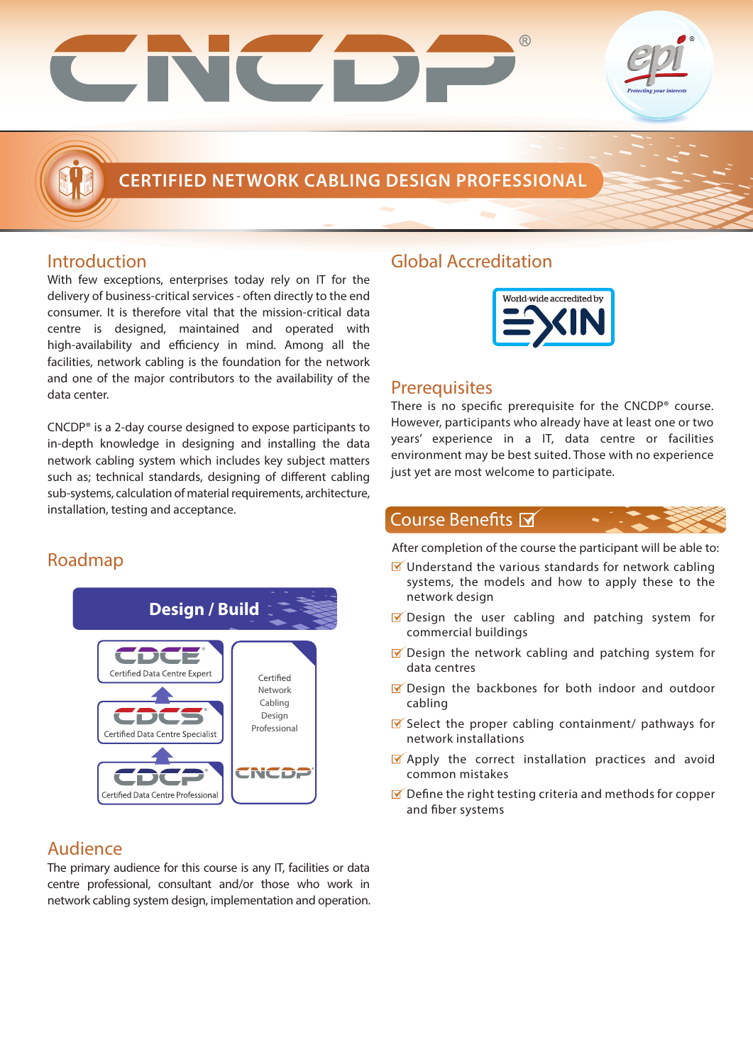# CNCDP®

## CERTIFIED NETWORK CABLING DESIGN PROFESSIONAL

## Introduction

With few exceptions, enterprises today rely on IT for the delivery of business-critical services - often directly to the end consumer. It is therefore vital that the mission-critical data centre is designed, maintained and operated with high-availability and efficiency in mind. Among all the facilities, network cabling is the foundation for the network and one of the major contributors to the availability of the data center.

CNCDP® is a 2-day course designed to expose participants to in-depth knowledge in designing and installing the data network cabling system which includes key subject matters such as; technical standards, designing of different cabling sub-systems, calculation of material requirements, architecture, installation, testing and acceptance.

## Roadmap

**Design / Build**

- CDCE® – Certified Data Centre Expert
- CDCS® – Certified Data Centre Specialist
- CDCP® – Certified Data Centre Professional
- CNCDP® – Certified Network Cabling Design Professional

## Audience

The primary audience for this course is any IT, facilities or data centre professional, consultant and/or those who work in network cabling system design, implementation and operation.

## Global Accreditation

World-wide accredited by EXIN

## Prerequisites

There is no specific prerequisite for the CNCDP® course. However, participants who already have at least one or two years' experience in a IT, data centre or facilities environment may be best suited. Those with no experience just yet are most welcome to participate.

## Course Benefits

After completion of the course the participant will be able to:

- Understand the various standards for network cabling systems, the models and how to apply these to the network design
- Design the user cabling and patching system for commercial buildings
- Design the network cabling and patching system for data centres
- Design the backbones for both indoor and outdoor cabling
- Select the proper cabling containment/ pathways for network installations
- Apply the correct installation practices and avoid common mistakes
- Define the right testing criteria and methods for copper and fiber systems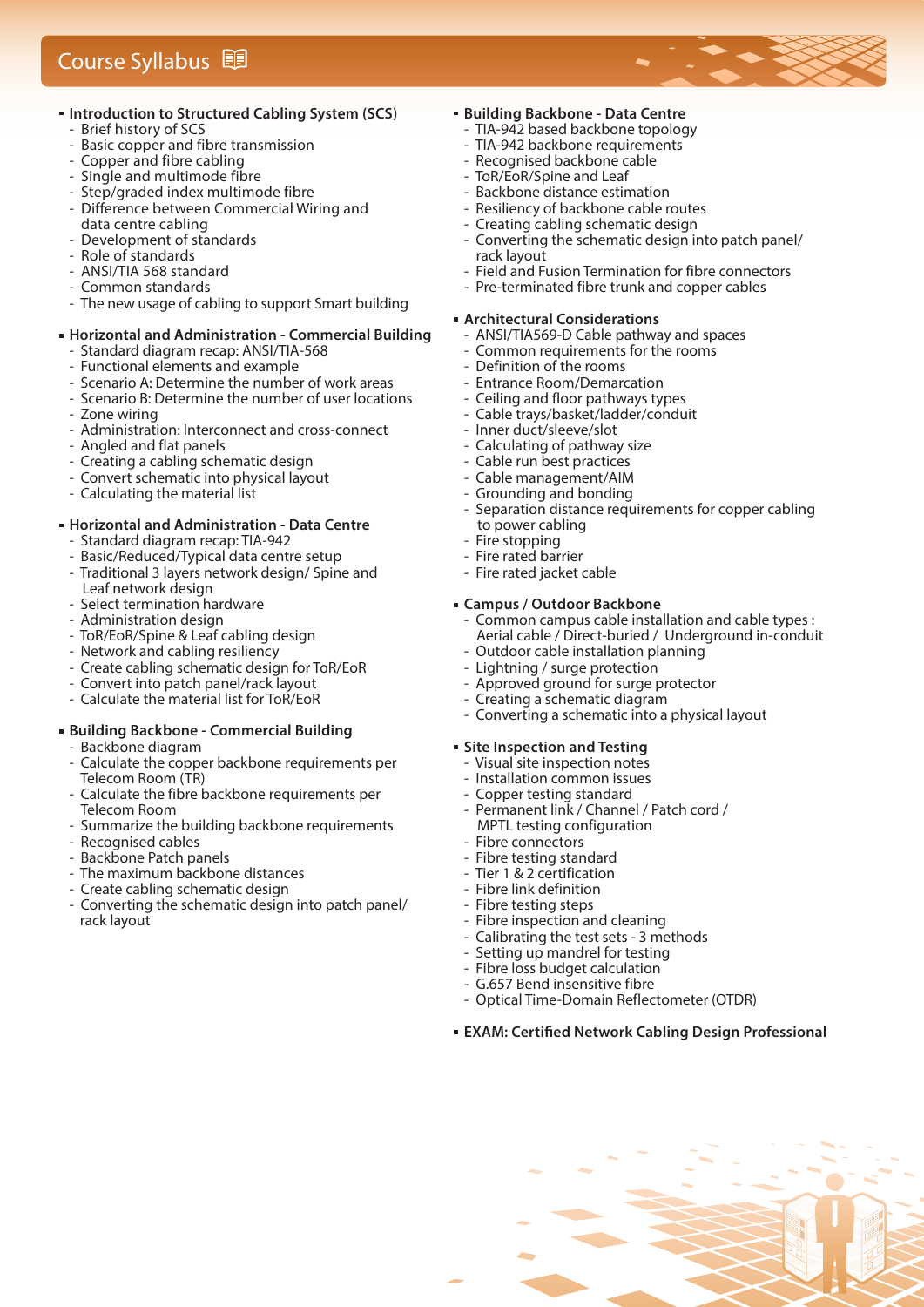# Course Syllabus

## Introduction to Structured Cabling System (SCS)

- Brief history of SCS
- Basic copper and fibre transmission
- Copper and fibre cabling
- Single and multimode fibre
- Step/graded index multimode fibre
- Difference between Commercial Wiring and data centre cabling
- Development of standards
- Role of standards
- ANSI/TIA 568 standard
- Common standards
- The new usage of cabling to support Smart building

## Horizontal and Administration - Commercial Building

- Standard diagram recap: ANSI/TIA-568
- Functional elements and example
- Scenario A: Determine the number of work areas
- Scenario B: Determine the number of user locations
- Zone wiring
- Administration: Interconnect and cross-connect
- Angled and flat panels
- Creating a cabling schematic design
- Convert schematic into physical layout
- Calculating the material list

## Horizontal and Administration - Data Centre

- Standard diagram recap: TIA-942
- Basic/Reduced/Typical data centre setup
- Traditional 3 layers network design/ Spine and Leaf network design
- Select termination hardware
- Administration design
- ToR/EoR/Spine & Leaf cabling design
- Network and cabling resiliency
- Create cabling schematic design for ToR/EoR
- Convert into patch panel/rack layout
- Calculate the material list for ToR/EoR

## Building Backbone - Commercial Building

- Backbone diagram
- Calculate the copper backbone requirements per Telecom Room (TR)
- Calculate the fibre backbone requirements per Telecom Room
- Summarize the building backbone requirements
- Recognised cables
- Backbone Patch panels
- The maximum backbone distances
- Create cabling schematic design
- Converting the schematic design into patch panel/ rack layout

## Building Backbone - Data Centre

- TIA-942 based backbone topology
- TIA-942 backbone requirements
- Recognised backbone cable
- ToR/EoR/Spine and Leaf
- Backbone distance estimation
- Resiliency of backbone cable routes
- Creating cabling schematic design
- Converting the schematic design into patch panel/ rack layout
- Field and Fusion Termination for fibre connectors
- Pre-terminated fibre trunk and copper cables

## Architectural Considerations

- ANSI/TIA569-D Cable pathway and spaces
- Common requirements for the rooms
- Definition of the rooms
- Entrance Room/Demarcation
- Ceiling and floor pathways types
- Cable trays/basket/ladder/conduit
- Inner duct/sleeve/slot
- Calculating of pathway size
- Cable run best practices
- Cable management/AIM
- Grounding and bonding
- Separation distance requirements for copper cabling to power cabling
- Fire stopping
- Fire rated barrier
- Fire rated jacket cable

## Campus / Outdoor Backbone

- Common campus cable installation and cable types : Aerial cable / Direct-buried / Underground in-conduit
- Outdoor cable installation planning
- Lightning / surge protection
- Approved ground for surge protector
- Creating a schematic diagram
- Converting a schematic into a physical layout

## Site Inspection and Testing

- Visual site inspection notes
- Installation common issues
- Copper testing standard
- Permanent link / Channel / Patch cord / MPTL testing configuration
- Fibre connectors
- Fibre testing standard
- Tier 1 & 2 certification
- Fibre link definition
- Fibre testing steps
- Fibre inspection and cleaning
- Calibrating the test sets - 3 methods
- Setting up mandrel for testing
- Fibre loss budget calculation
- G.657 Bend insensitive fibre
- Optical Time-Domain Reflectometer (OTDR)

## EXAM: Certified Network Cabling Design Professional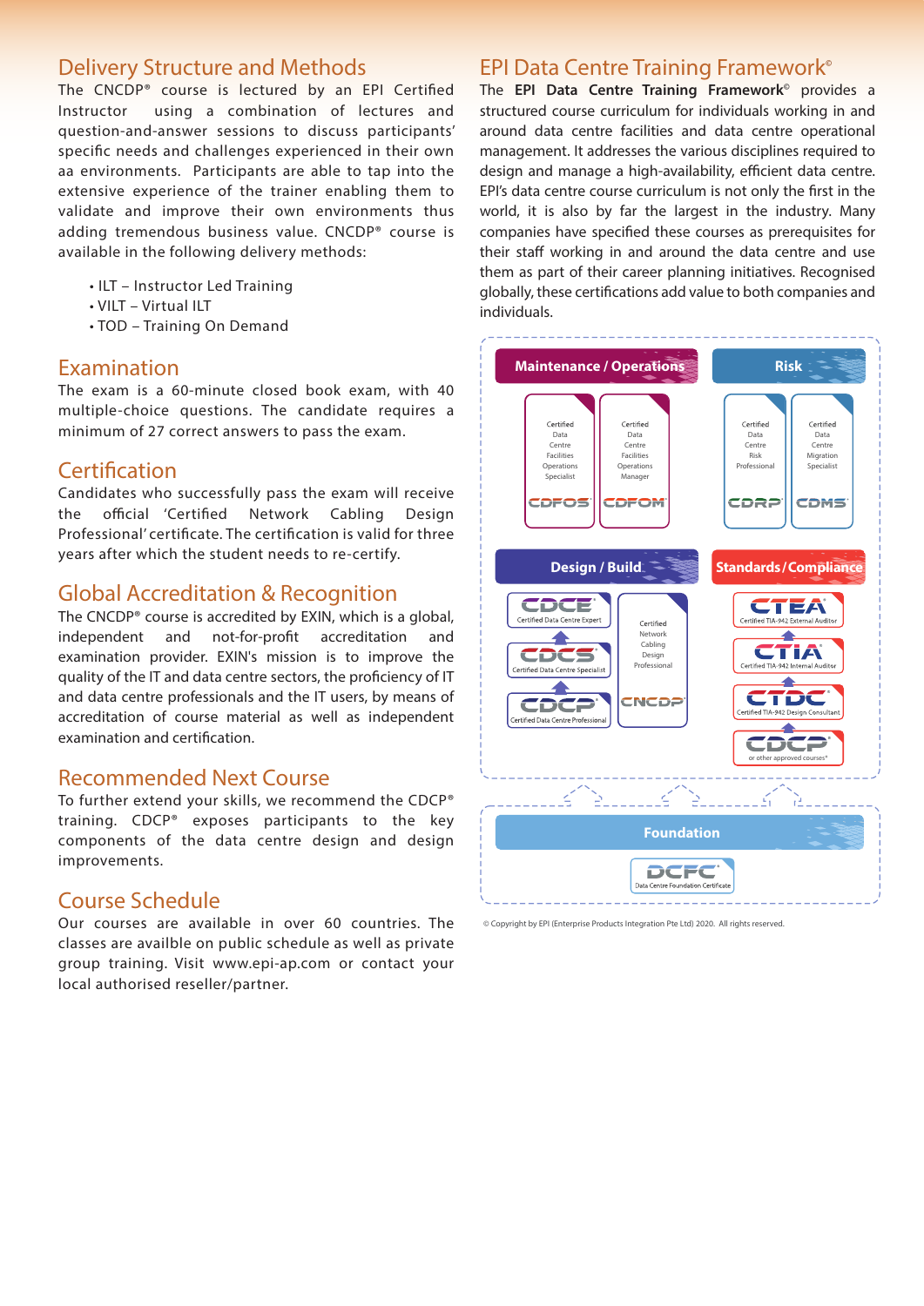## Delivery Structure and Methods

The CNCDP® course is lectured by an EPI Certified Instructor using a combination of lectures and question-and-answer sessions to discuss participants' specific needs and challenges experienced in their own aa environments. Participants are able to tap into the extensive experience of the trainer enabling them to validate and improve their own environments thus adding tremendous business value. CNCDP® course is available in the following delivery methods:

- ILT – Instructor Led Training
- VILT – Virtual ILT
- TOD – Training On Demand

## Examination

The exam is a 60-minute closed book exam, with 40 multiple-choice questions. The candidate requires a minimum of 27 correct answers to pass the exam.

## Certification

Candidates who successfully pass the exam will receive the official 'Certified Network Cabling Design Professional' certificate. The certification is valid for three years after which the student needs to re-certify.

## Global Accreditation & Recognition

The CNCDP® course is accredited by EXIN, which is a global, independent and not-for-profit accreditation and examination provider. EXIN's mission is to improve the quality of the IT and data centre sectors, the proficiency of IT and data centre professionals and the IT users, by means of accreditation of course material as well as independent examination and certification.

## Recommended Next Course

To further extend your skills, we recommend the CDCP® training. CDCP® exposes participants to the key components of the data centre design and design improvements.

## Course Schedule

Our courses are available in over 60 countries. The classes are availble on public schedule as well as private group training. Visit www.epi-ap.com or contact your local authorised reseller/partner.

## EPI Data Centre Training Framework®

The **EPI Data Centre Training Framework**® provides a structured course curriculum for individuals working in and around data centre facilities and data centre operational management. It addresses the various disciplines required to design and manage a high-availability, efficient data centre. EPI's data centre course curriculum is not only the first in the world, it is also by far the largest in the industry. Many companies have specified these courses as prerequisites for their staff working in and around the data centre and use them as part of their career planning initiatives. Recognised globally, these certifications add value to both companies and individuals.

**Maintenance / Operations**
- CDFOS – Certified Data Centre Facilities Operations Specialist
- CDFOM – Certified Data Centre Facilities Operations Manager

**Risk**
- CDRP – Certified Data Centre Risk Professional
- CDMS – Certified Data Centre Migration Specialist

**Design / Build**
- CDCE – Certified Data Centre Expert
- CDCS – Certified Data Centre Specialist
- CDCP – Certified Data Centre Professional
- CNCDP – Certified Network Cabling Design Professional

**Standards / Compliance**
- CTEA – Certified TIA-942 External Auditor
- CTIA – Certified TIA-942 Internal Auditor
- CTDC – Certified TIA-942 Design Consultant
- CDCP – or other approved courses*

**Foundation**
- DCFC – Data Centre Foundation Certificate

© Copyright by EPI (Enterprise Products Integration Pte Ltd) 2020. All rights reserved.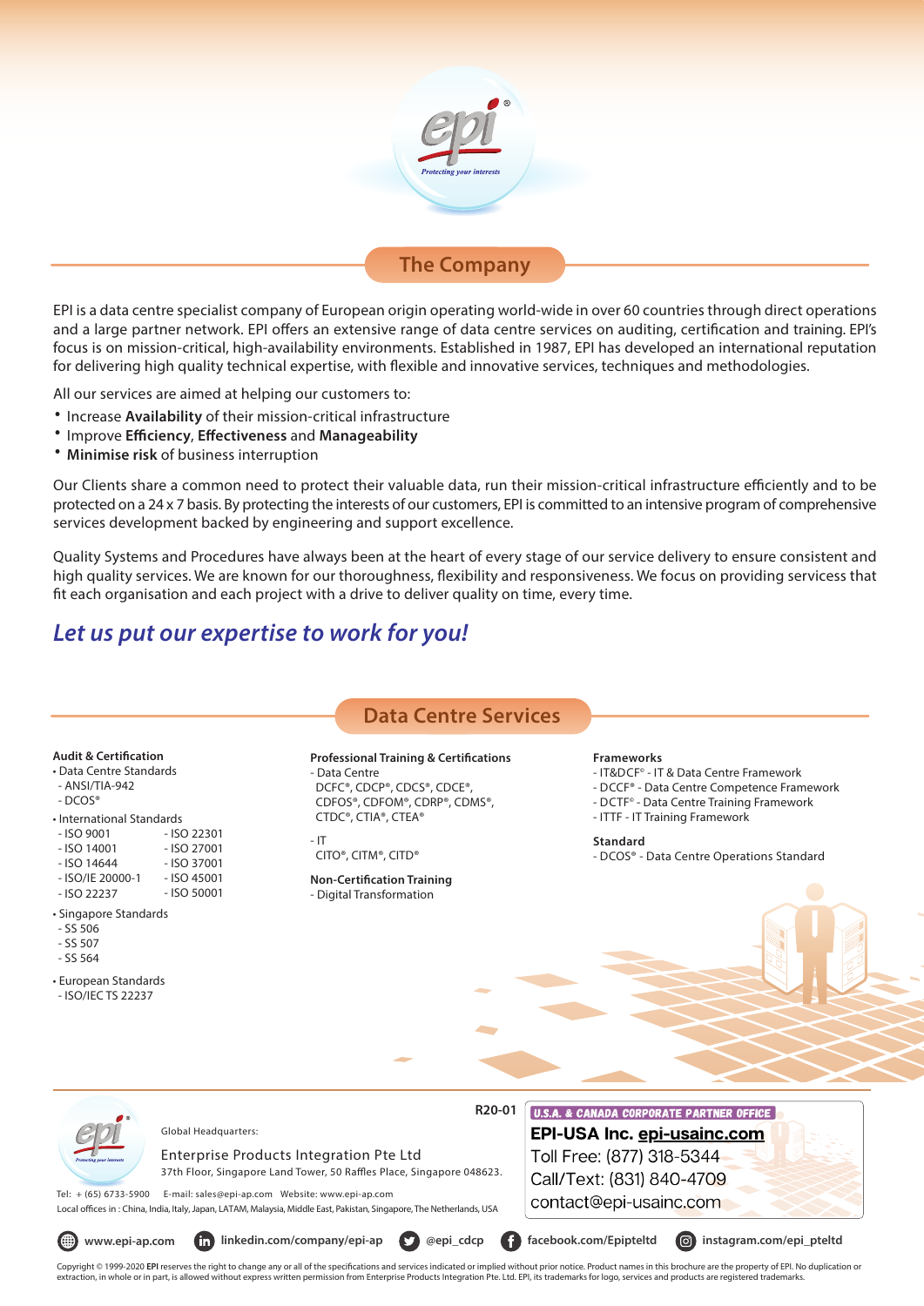## The Company

EPI is a data centre specialist company of European origin operating world-wide in over 60 countries through direct operations and a large partner network. EPI offers an extensive range of data centre services on auditing, certification and training. EPI's focus is on mission-critical, high-availability environments. Established in 1987, EPI has developed an international reputation for delivering high quality technical expertise, with flexible and innovative services, techniques and methodologies.

All our services are aimed at helping our customers to:

- Increase **Availability** of their mission-critical infrastructure
- Improve **Efficiency**, **Effectiveness** and **Manageability**
- **Minimise risk** of business interruption

Our Clients share a common need to protect their valuable data, run their mission-critical infrastructure efficiently and to be protected on a 24 x 7 basis. By protecting the interests of our customers, EPI is committed to an intensive program of comprehensive services development backed by engineering and support excellence.

Quality Systems and Procedures have always been at the heart of every stage of our service delivery to ensure consistent and high quality services. We are known for our thoroughness, flexibility and responsiveness. We focus on providing servicess that fit each organisation and each project with a drive to deliver quality on time, every time.

*Let us put our expertise to work for you!*

## Data Centre Services

**Audit & Certification**

- Data Centre Standards
  - ANSI/TIA-942
  - DCOS®
- International Standards
  - ISO 9001
  - ISO 14001
  - ISO 14644
  - ISO/IE 20000-1
  - ISO 22237
  - ISO 22301
  - ISO 27001
  - ISO 37001
  - ISO 45001
  - ISO 50001
- Singapore Standards
  - SS 506
  - SS 507
  - SS 564
- European Standards
  - ISO/IEC TS 22237

**Professional Training & Certifications**

- Data Centre
  DCFC®, CDCP®, CDCS®, CDCE®, CDFOS®, CDFOM®, CDRP®, CDMS®, CTDC®, CTIA®, CTEA®
- IT
  CITO®, CITM®, CITD®

**Non-Certification Training**

- Digital Transformation

**Frameworks**

- IT&DCF© - IT & Data Centre Framework
- DCCF® - Data Centre Competence Framework
- DCTF© - Data Centre Training Framework
- ITTF - IT Training Framework

**Standard**

- DCOS® - Data Centre Operations Standard

R20-01

Global Headquarters:

Enterprise Products Integration Pte Ltd
37th Floor, Singapore Land Tower, 50 Raffles Place, Singapore 048623.

Tel: + (65) 6733-5900 E-mail: sales@epi-ap.com Website: www.epi-ap.com

Local offices in : China, India, Italy, Japan, LATAM, Malaysia, Middle East, Pakistan, Singapore, The Netherlands, USA

**U.S.A. & CANADA CORPORATE PARTNER OFFICE**

**EPI-USA Inc. epi-usainc.com**
Toll Free: (877) 318-5344
Call/Text: (831) 840-4709
contact@epi-usainc.com

www.epi-ap.com | linkedin.com/company/epi-ap | @epi_cdcp | facebook.com/Epipteltd | instagram.com/epi_pteltd

Copyright © 1999-2020 **EPI** reserves the right to change any or all of the specifications and services indicated or implied without prior notice. Product names in this brochure are the property of EPI. No duplication or extraction, in whole or in part, is allowed without express written permission from Enterprise Products Integration Pte. Ltd. EPI, its trademarks for logo, services and products are registered trademarks.